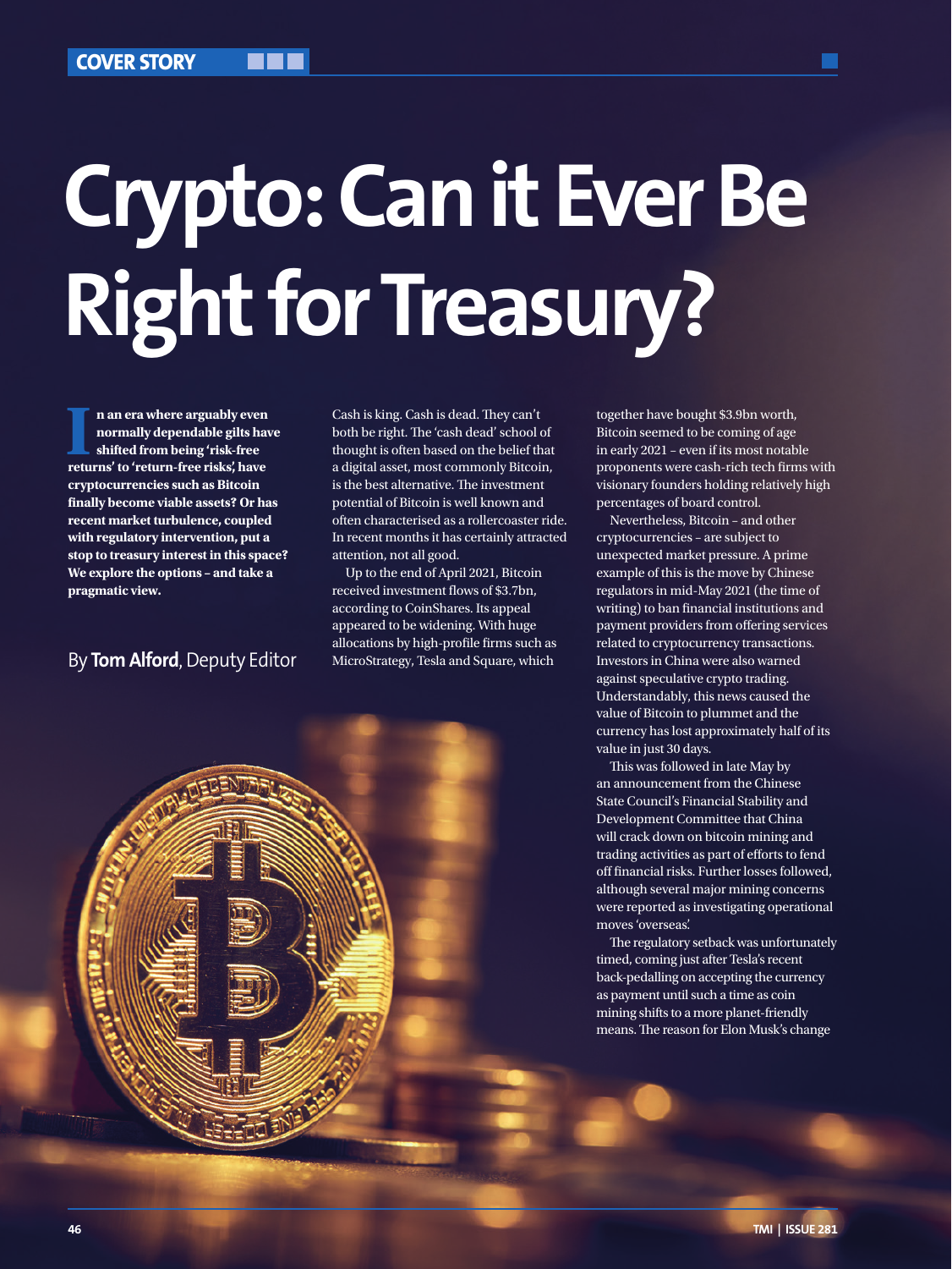COVER STORY

# Crypto: Can it Ever Be Right for Treasury?

**In an era where arguably even normally dependable gilts have shifted from being 'risk-free returns' to 'return-free risks', have cryptocurrencies such as Bitcoin finally become viable assets? Or has recent market turbulence, coupled with regulatory intervention, put a stop to treasury interest in this space? We explore the options – and take a pragmatic view.**

By **Tom Alford**, Deputy Editor

Cash is king. Cash is dead. They can't both be right. The 'cash dead' school of thought is often based on the belief that a digital asset, most commonly Bitcoin, is the best alternative. The investment potential of Bitcoin is well known and often characterised as a rollercoaster ride. In recent months it has certainly attracted attention, not all good.

Up to the end of April 2021, Bitcoin received investment flows of $3.7bn, according to CoinShares. Its appeal appeared to be widening. With huge allocations by high-profile firms such as MicroStrategy, Tesla and Square, which together have bought $3.9bn worth, Bitcoin seemed to be coming of age in early 2021 – even if its most notable proponents were cash-rich tech firms with visionary founders holding relatively high percentages of board control.

Nevertheless, Bitcoin – and other cryptocurrencies – are subject to unexpected market pressure. A prime example of this is the move by Chinese regulators in mid-May 2021 (the time of writing) to ban financial institutions and payment providers from offering services related to cryptocurrency transactions. Investors in China were also warned against speculative crypto trading. Understandably, this news caused the value of Bitcoin to plummet and the currency has lost approximately half of its value in just 30 days.

This was followed in late May by an announcement from the Chinese State Council's Financial Stability and Development Committee that China will crack down on bitcoin mining and trading activities as part of efforts to fend off financial risks. Further losses followed, although several major mining concerns were reported as investigating operational moves 'overseas'.

The regulatory setback was unfortunately timed, coming just after Tesla's recent back-pedalling on accepting the currency as payment until such a time as coin mining shifts to a more planet-friendly means. The reason for Elon Musk's change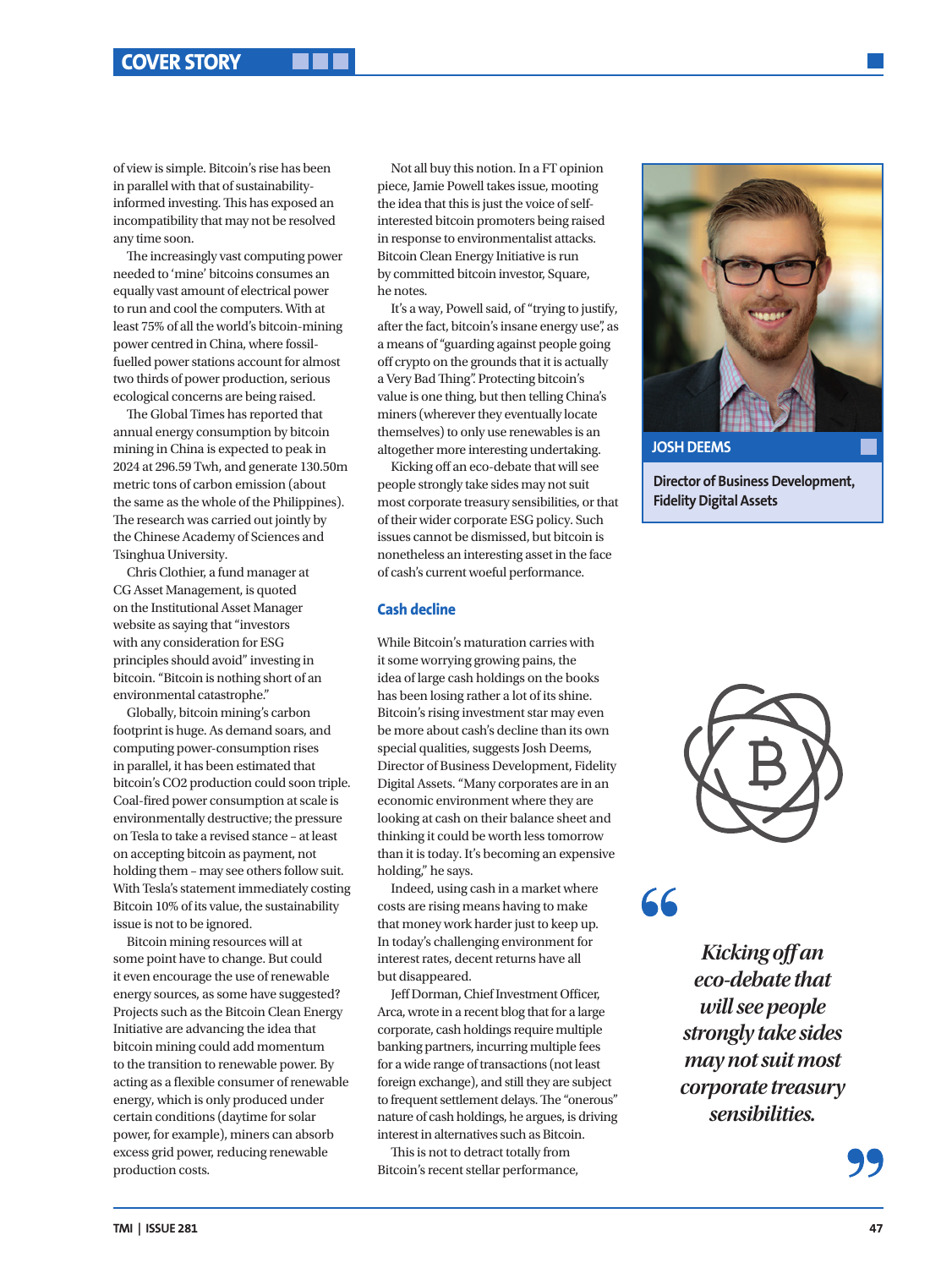of view is simple. Bitcoin's rise has been in parallel with that of sustainability-informed investing. This has exposed an incompatibility that may not be resolved any time soon.

The increasingly vast computing power needed to 'mine' bitcoins consumes an equally vast amount of electrical power to run and cool the computers. With at least 75% of all the world's bitcoin-mining power centred in China, where fossil-fuelled power stations account for almost two thirds of power production, serious ecological concerns are being raised.

The Global Times has reported that annual energy consumption by bitcoin mining in China is expected to peak in 2024 at 296.59 Twh, and generate 130.50m metric tons of carbon emission (about the same as the whole of the Philippines). The research was carried out jointly by the Chinese Academy of Sciences and Tsinghua University.

Chris Clothier, a fund manager at CG Asset Management, is quoted on the Institutional Asset Manager website as saying that "investors with any consideration for ESG principles should avoid" investing in bitcoin. "Bitcoin is nothing short of an environmental catastrophe."

Globally, bitcoin mining's carbon footprint is huge. As demand soars, and computing power-consumption rises in parallel, it has been estimated that bitcoin's $CO_2$ production could soon triple. Coal-fired power consumption at scale is environmentally destructive; the pressure on Tesla to take a revised stance – at least on accepting bitcoin as payment, not holding them – may see others follow suit. With Tesla's statement immediately costing Bitcoin 10% of its value, the sustainability issue is not to be ignored.

Bitcoin mining resources will at some point have to change. But could it even encourage the use of renewable energy sources, as some have suggested? Projects such as the Bitcoin Clean Energy Initiative are advancing the idea that bitcoin mining could add momentum to the transition to renewable power. By acting as a flexible consumer of renewable energy, which is only produced under certain conditions (daytime for solar power, for example), miners can absorb excess grid power, reducing renewable production costs.

Not all buy this notion. In a FT opinion piece, Jamie Powell takes issue, mooting the idea that this is just the voice of self-interested bitcoin promoters being raised in response to environmentalist attacks. Bitcoin Clean Energy Initiative is run by committed bitcoin investor, Square, he notes.

It's a way, Powell said, of "trying to justify, after the fact, bitcoin's insane energy use", as a means of "guarding against people going off crypto on the grounds that it is actually a Very Bad Thing". Protecting bitcoin's value is one thing, but then telling China's miners (wherever they eventually locate themselves) to only use renewables is an altogether more interesting undertaking.

Kicking off an eco-debate that will see people strongly take sides may not suit most corporate treasury sensibilities, or that of their wider corporate ESG policy. Such issues cannot be dismissed, but bitcoin is nonetheless an interesting asset in the face of cash's current woeful performance.

### Cash decline

While Bitcoin's maturation carries with it some worrying growing pains, the idea of large cash holdings on the books has been losing rather a lot of its shine. Bitcoin's rising investment star may even be more about cash's decline than its own special qualities, suggests Josh Deems, Director of Business Development, Fidelity Digital Assets. "Many corporates are in an economic environment where they are looking at cash on their balance sheet and thinking it could be worth less tomorrow than it is today. It's becoming an expensive holding," he says.

Indeed, using cash in a market where costs are rising means having to make that money work harder just to keep up. In today's challenging environment for interest rates, decent returns have all but disappeared.

Jeff Dorman, Chief Investment Officer, Arca, wrote in a recent blog that for a large corporate, cash holdings require multiple banking partners, incurring multiple fees for a wide range of transactions (not least foreign exchange), and still they are subject to frequent settlement delays. The "onerous" nature of cash holdings, he argues, is driving interest in alternatives such as Bitcoin.

This is not to detract totally from Bitcoin's recent stellar performance,

**JOSH DEEMS**

**Director of Business Development, Fidelity Digital Assets**

> *Kicking off an eco-debate that will see people strongly take sides may not suit most corporate treasury sensibilities.*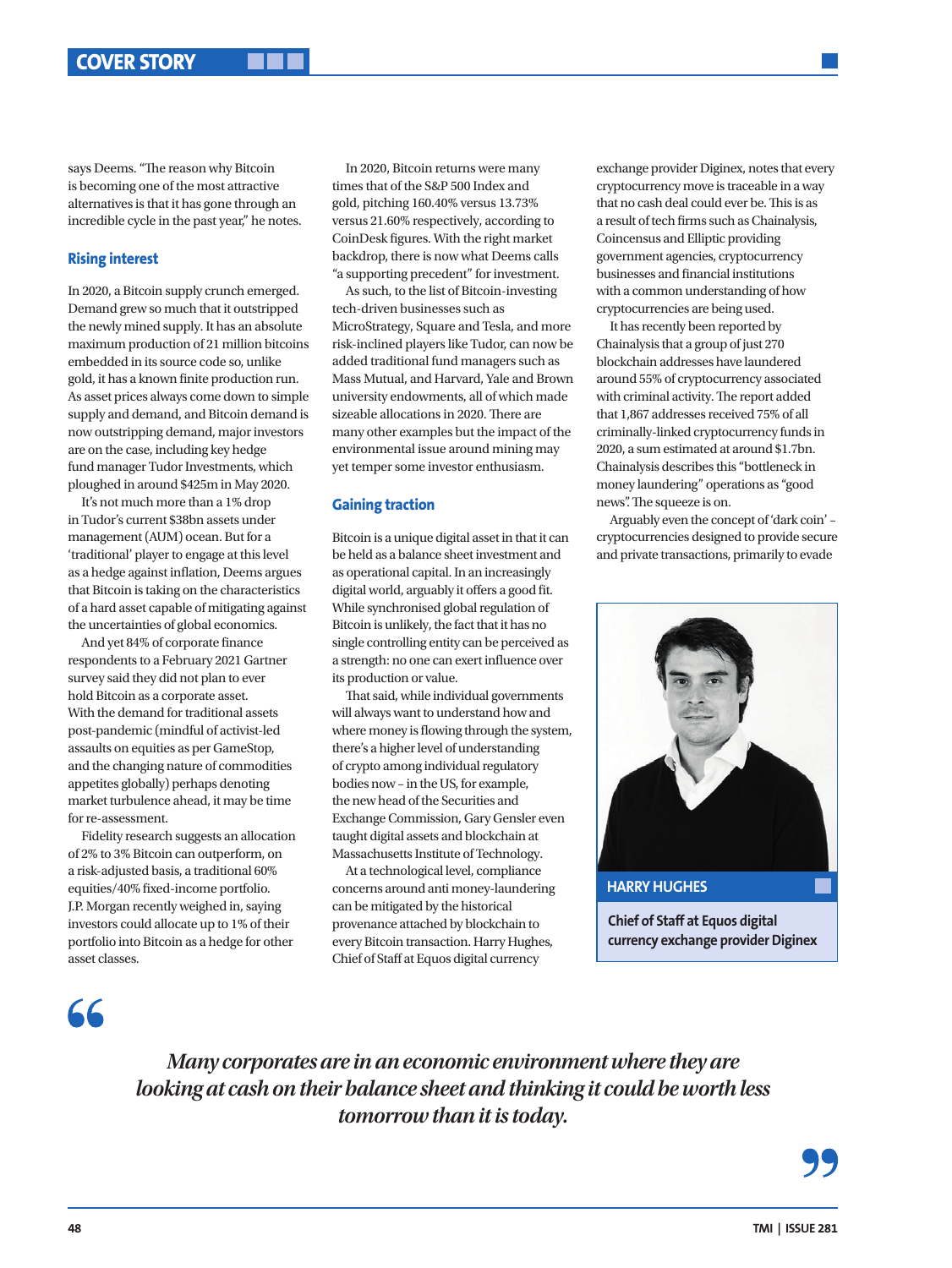says Deems. "The reason why Bitcoin is becoming one of the most attractive alternatives is that it has gone through an incredible cycle in the past year," he notes.

## Rising interest

In 2020, a Bitcoin supply crunch emerged. Demand grew so much that it outstripped the newly mined supply. It has an absolute maximum production of 21 million bitcoins embedded in its source code so, unlike gold, it has a known finite production run. As asset prices always come down to simple supply and demand, and Bitcoin demand is now outstripping demand, major investors are on the case, including key hedge fund manager Tudor Investments, which ploughed in around $425m in May 2020.

It's not much more than a 1% drop in Tudor's current $38bn assets under management (AUM) ocean. But for a 'traditional' player to engage at this level as a hedge against inflation, Deems argues that Bitcoin is taking on the characteristics of a hard asset capable of mitigating against the uncertainties of global economics.

And yet 84% of corporate finance respondents to a February 2021 Gartner survey said they did not plan to ever hold Bitcoin as a corporate asset. With the demand for traditional assets post-pandemic (mindful of activist-led assaults on equities as per GameStop, and the changing nature of commodities appetites globally) perhaps denoting market turbulence ahead, it may be time for re-assessment.

Fidelity research suggests an allocation of 2% to 3% Bitcoin can outperform, on a risk-adjusted basis, a traditional 60% equities/40% fixed-income portfolio. J.P. Morgan recently weighed in, saying investors could allocate up to 1% of their portfolio into Bitcoin as a hedge for other asset classes.

In 2020, Bitcoin returns were many times that of the S&P 500 Index and gold, pitching 160.40% versus 13.73% versus 21.60% respectively, according to CoinDesk figures. With the right market backdrop, there is now what Deems calls "a supporting precedent" for investment.

As such, to the list of Bitcoin-investing tech-driven businesses such as MicroStrategy, Square and Tesla, and more risk-inclined players like Tudor, can now be added traditional fund managers such as Mass Mutual, and Harvard, Yale and Brown university endowments, all of which made sizeable allocations in 2020. There are many other examples but the impact of the environmental issue around mining may yet temper some investor enthusiasm.

## Gaining traction

Bitcoin is a unique digital asset in that it can be held as a balance sheet investment and as operational capital. In an increasingly digital world, arguably it offers a good fit. While synchronised global regulation of Bitcoin is unlikely, the fact that it has no single controlling entity can be perceived as a strength: no one can exert influence over its production or value.

That said, while individual governments will always want to understand how and where money is flowing through the system, there's a higher level of understanding of crypto among individual regulatory bodies now – in the US, for example, the new head of the Securities and Exchange Commission, Gary Gensler even taught digital assets and blockchain at Massachusetts Institute of Technology.

At a technological level, compliance concerns around anti money-laundering can be mitigated by the historical provenance attached by blockchain to every Bitcoin transaction. Harry Hughes, Chief of Staff at Equos digital currency exchange provider Diginex, notes that every cryptocurrency move is traceable in a way that no cash deal could ever be. This is as a result of tech firms such as Chainalysis, Coincensus and Elliptic providing government agencies, cryptocurrency businesses and financial institutions with a common understanding of how cryptocurrencies are being used.

It has recently been reported by Chainalysis that a group of just 270 blockchain addresses have laundered around 55% of cryptocurrency associated with criminal activity. The report added that 1,867 addresses received 75% of all criminally-linked cryptocurrency funds in 2020, a sum estimated at around $1.7bn. Chainalysis describes this "bottleneck in money laundering" operations as "good news". The squeeze is on.

Arguably even the concept of 'dark coin' – cryptocurrencies designed to provide secure and private transactions, primarily to evade

**HARRY HUGHES**

**Chief of Staff at Equos digital currency exchange provider Diginex**

> *Many corporates are in an economic environment where they are looking at cash on their balance sheet and thinking it could be worth less tomorrow than it is today.*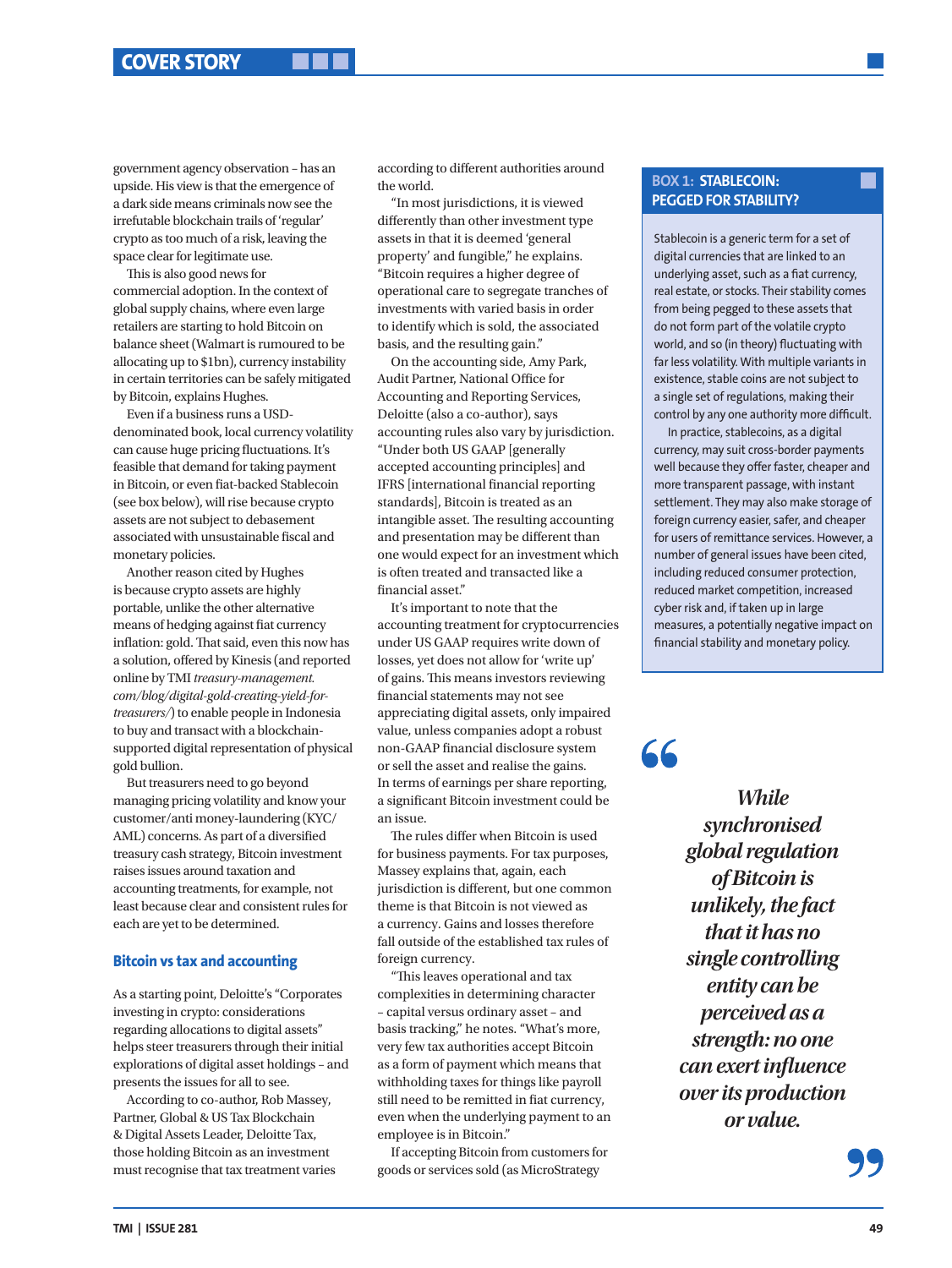government agency observation – has an upside. His view is that the emergence of a dark side means criminals now see the irrefutable blockchain trails of 'regular' crypto as too much of a risk, leaving the space clear for legitimate use.

This is also good news for commercial adoption. In the context of global supply chains, where even large retailers are starting to hold Bitcoin on balance sheet (Walmart is rumoured to be allocating up to $1bn), currency instability in certain territories can be safely mitigated by Bitcoin, explains Hughes.

Even if a business runs a USD-denominated book, local currency volatility can cause huge pricing fluctuations. It's feasible that demand for taking payment in Bitcoin, or even fiat-backed Stablecoin (see box below), will rise because crypto assets are not subject to debasement associated with unsustainable fiscal and monetary policies.

Another reason cited by Hughes is because crypto assets are highly portable, unlike the other alternative means of hedging against fiat currency inflation: gold. That said, even this now has a solution, offered by Kinesis (and reported online by TMI *treasury-management.com/blog/digital-gold-creating-yield-for-treasurers/*) to enable people in Indonesia to buy and transact with a blockchain-supported digital representation of physical gold bullion.

But treasurers need to go beyond managing pricing volatility and know your customer/anti money-laundering (KYC/AML) concerns. As part of a diversified treasury cash strategy, Bitcoin investment raises issues around taxation and accounting treatments, for example, not least because clear and consistent rules for each are yet to be determined.

## Bitcoin vs tax and accounting

As a starting point, Deloitte's "Corporates investing in crypto: considerations regarding allocations to digital assets" helps steer treasurers through their initial explorations of digital asset holdings – and presents the issues for all to see.

According to co-author, Rob Massey, Partner, Global & US Tax Blockchain & Digital Assets Leader, Deloitte Tax, those holding Bitcoin as an investment must recognise that tax treatment varies according to different authorities around the world.

"In most jurisdictions, it is viewed differently than other investment type assets in that it is deemed 'general property' and fungible," he explains. "Bitcoin requires a higher degree of operational care to segregate tranches of investments with varied basis in order to identify which is sold, the associated basis, and the resulting gain."

On the accounting side, Amy Park, Audit Partner, National Office for Accounting and Reporting Services, Deloitte (also a co-author), says accounting rules also vary by jurisdiction. "Under both US GAAP [generally accepted accounting principles] and IFRS [international financial reporting standards], Bitcoin is treated as an intangible asset. The resulting accounting and presentation may be different than one would expect for an investment which is often treated and transacted like a financial asset."

It's important to note that the accounting treatment for cryptocurrencies under US GAAP requires write down of losses, yet does not allow for 'write up' of gains. This means investors reviewing financial statements may not see appreciating digital assets, only impaired value, unless companies adopt a robust non-GAAP financial disclosure system or sell the asset and realise the gains. In terms of earnings per share reporting, a significant Bitcoin investment could be an issue.

The rules differ when Bitcoin is used for business payments. For tax purposes, Massey explains that, again, each jurisdiction is different, but one common theme is that Bitcoin is not viewed as a currency. Gains and losses therefore fall outside of the established tax rules of foreign currency.

"This leaves operational and tax complexities in determining character – capital versus ordinary asset – and basis tracking," he notes. "What's more, very few tax authorities accept Bitcoin as a form of payment which means that withholding taxes for things like payroll still need to be remitted in fiat currency, even when the underlying payment to an employee is in Bitcoin."

If accepting Bitcoin from customers for goods or services sold (as MicroStrategy

### BOX 1: STABLECOIN: PEGGED FOR STABILITY?

Stablecoin is a generic term for a set of digital currencies that are linked to an underlying asset, such as a fiat currency, real estate, or stocks. Their stability comes from being pegged to these assets that do not form part of the volatile crypto world, and so (in theory) fluctuating with far less volatility. With multiple variants in existence, stable coins are not subject to a single set of regulations, making their control by any one authority more difficult.

In practice, stablecoins, as a digital currency, may suit cross-border payments well because they offer faster, cheaper and more transparent passage, with instant settlement. They may also make storage of foreign currency easier, safer, and cheaper for users of remittance services. However, a number of general issues have been cited, including reduced consumer protection, reduced market competition, increased cyber risk and, if taken up in large measures, a potentially negative impact on financial stability and monetary policy.

> *While synchronised global regulation of Bitcoin is unlikely, the fact that it has no single controlling entity can be perceived as a strength: no one can exert influence over its production or value.*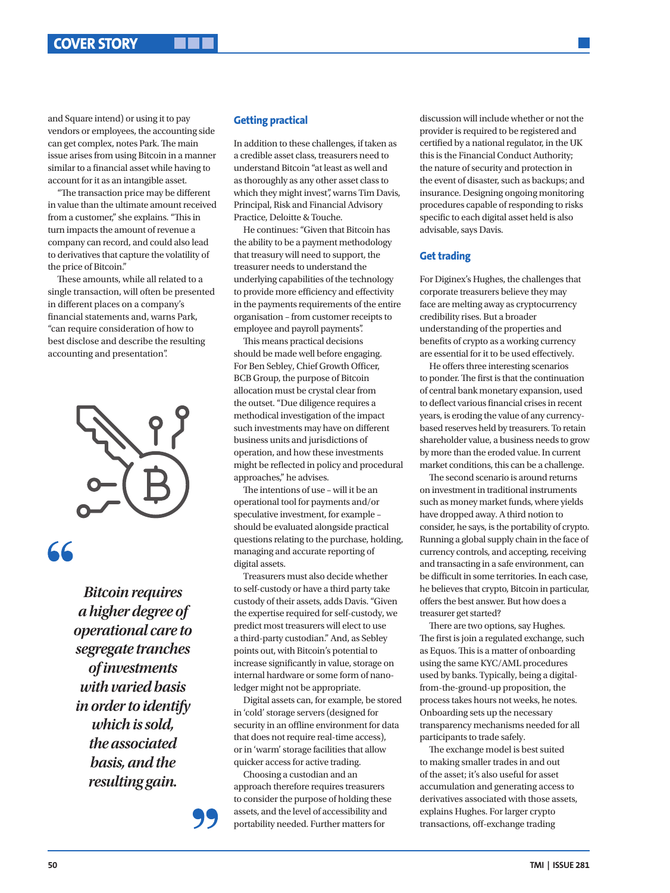and Square intend) or using it to pay vendors or employees, the accounting side can get complex, notes Park. The main issue arises from using Bitcoin in a manner similar to a financial asset while having to account for it as an intangible asset.

"The transaction price may be different in value than the ultimate amount received from a customer," she explains. "This in turn impacts the amount of revenue a company can record, and could also lead to derivatives that capture the volatility of the price of Bitcoin."

These amounts, while all related to a single transaction, will often be presented in different places on a company's financial statements and, warns Park, "can require consideration of how to best disclose and describe the resulting accounting and presentation".

> *Bitcoin requires a higher degree of operational care to segregate tranches of investments with varied basis in order to identify which is sold, the associated basis, and the resulting gain.*

## Getting practical

In addition to these challenges, if taken as a credible asset class, treasurers need to understand Bitcoin "at least as well and as thoroughly as any other asset class to which they might invest", warns Tim Davis, Principal, Risk and Financial Advisory Practice, Deloitte & Touche.

He continues: "Given that Bitcoin has the ability to be a payment methodology that treasury will need to support, the treasurer needs to understand the underlying capabilities of the technology to provide more efficiency and effectivity in the payments requirements of the entire organisation – from customer receipts to employee and payroll payments".

This means practical decisions should be made well before engaging. For Ben Sebley, Chief Growth Officer, BCB Group, the purpose of Bitcoin allocation must be crystal clear from the outset. "Due diligence requires a methodical investigation of the impact such investments may have on different business units and jurisdictions of operation, and how these investments might be reflected in policy and procedural approaches," he advises.

The intentions of use – will it be an operational tool for payments and/or speculative investment, for example – should be evaluated alongside practical questions relating to the purchase, holding, managing and accurate reporting of digital assets.

Treasurers must also decide whether to self-custody or have a third party take custody of their assets, adds Davis. "Given the expertise required for self-custody, we predict most treasurers will elect to use a third-party custodian." And, as Sebley points out, with Bitcoin's potential to increase significantly in value, storage on internal hardware or some form of nano-ledger might not be appropriate.

Digital assets can, for example, be stored in 'cold' storage servers (designed for security in an offline environment for data that does not require real-time access), or in 'warm' storage facilities that allow quicker access for active trading.

Choosing a custodian and an approach therefore requires treasurers to consider the purpose of holding these assets, and the level of accessibility and portability needed. Further matters for discussion will include whether or not the provider is required to be registered and certified by a national regulator, in the UK this is the Financial Conduct Authority; the nature of security and protection in the event of disaster, such as backups; and insurance. Designing ongoing monitoring procedures capable of responding to risks specific to each digital asset held is also advisable, says Davis.

## Get trading

For Diginex's Hughes, the challenges that corporate treasurers believe they may face are melting away as cryptocurrency credibility rises. But a broader understanding of the properties and benefits of crypto as a working currency are essential for it to be used effectively.

He offers three interesting scenarios to ponder. The first is that the continuation of central bank monetary expansion, used to deflect various financial crises in recent years, is eroding the value of any currency-based reserves held by treasurers. To retain shareholder value, a business needs to grow by more than the eroded value. In current market conditions, this can be a challenge.

The second scenario is around returns on investment in traditional instruments such as money market funds, where yields have dropped away. A third notion to consider, he says, is the portability of crypto. Running a global supply chain in the face of currency controls, and accepting, receiving and transacting in a safe environment, can be difficult in some territories. In each case, he believes that crypto, Bitcoin in particular, offers the best answer. But how does a treasurer get started?

There are two options, say Hughes. The first is join a regulated exchange, such as Equos. This is a matter of onboarding using the same KYC/AML procedures used by banks. Typically, being a digital-from-the-ground-up proposition, the process takes hours not weeks, he notes. Onboarding sets up the necessary transparency mechanisms needed for all participants to trade safely.

The exchange model is best suited to making smaller trades in and out of the asset; it's also useful for asset accumulation and generating access to derivatives associated with those assets, explains Hughes. For larger crypto transactions, off-exchange trading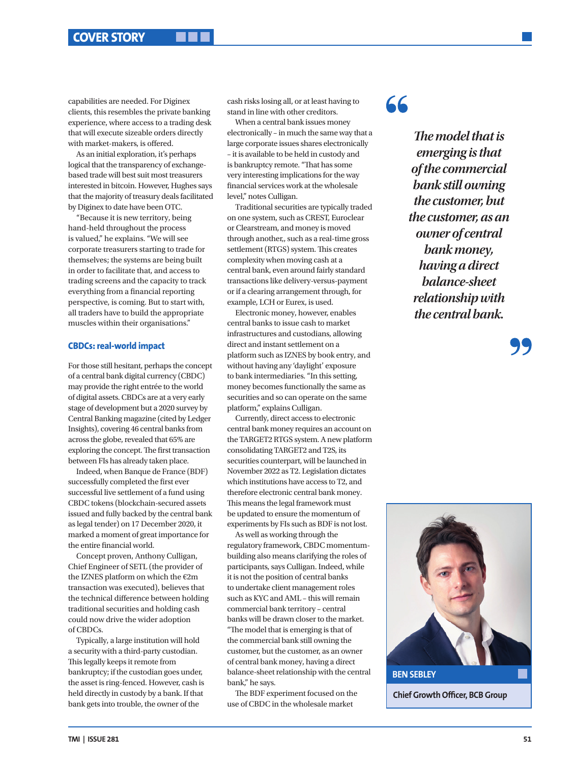capabilities are needed. For Diginex clients, this resembles the private banking experience, where access to a trading desk that will execute sizeable orders directly with market-makers, is offered.

As an initial exploration, it's perhaps logical that the transparency of exchange-based trade will best suit most treasurers interested in bitcoin. However, Hughes says that the majority of treasury deals facilitated by Diginex to date have been OTC.

"Because it is new territory, being hand-held throughout the process is valued," he explains. "We will see corporate treasurers starting to trade for themselves; the systems are being built in order to facilitate that, and access to trading screens and the capacity to track everything from a financial reporting perspective, is coming. But to start with, all traders have to build the appropriate muscles within their organisations."

### CBDCs: real-world impact

For those still hesitant, perhaps the concept of a central bank digital currency (CBDC) may provide the right entrée to the world of digital assets. CBDCs are at a very early stage of development but a 2020 survey by Central Banking magazine (cited by Ledger Insights), covering 46 central banks from across the globe, revealed that 65% are exploring the concept. The first transaction between FIs has already taken place.

Indeed, when Banque de France (BDF) successfully completed the first ever successful live settlement of a fund using CBDC tokens (blockchain-secured assets issued and fully backed by the central bank as legal tender) on 17 December 2020, it marked a moment of great importance for the entire financial world.

Concept proven, Anthony Culligan, Chief Engineer of SETL (the provider of the IZNES platform on which the €2m transaction was executed), believes that the technical difference between holding traditional securities and holding cash could now drive the wider adoption of CBDCs.

Typically, a large institution will hold a security with a third-party custodian. This legally keeps it remote from bankruptcy; if the custodian goes under, the asset is ring-fenced. However, cash is held directly in custody by a bank. If that bank gets into trouble, the owner of the cash risks losing all, or at least having to stand in line with other creditors.

When a central bank issues money electronically – in much the same way that a large corporate issues shares electronically – it is available to be held in custody and is bankruptcy remote. "That has some very interesting implications for the way financial services work at the wholesale level," notes Culligan.

Traditional securities are typically traded on one system, such as CREST, Euroclear or Clearstream, and money is moved through another,, such as a real-time gross settlement (RTGS) system. This creates complexity when moving cash at a central bank, even around fairly standard transactions like delivery-versus-payment or if a clearing arrangement through, for example, LCH or Eurex, is used.

Electronic money, however, enables central banks to issue cash to market infrastructures and custodians, allowing direct and instant settlement on a platform such as IZNES by book entry, and without having any 'daylight' exposure to bank intermediaries. "In this setting, money becomes functionally the same as securities and so can operate on the same platform," explains Culligan.

Currently, direct access to electronic central bank money requires an account on the TARGET2 RTGS system. A new platform consolidating TARGET2 and T2S, its securities counterpart, will be launched in November 2022 as T2. Legislation dictates which institutions have access to T2, and therefore electronic central bank money. This means the legal framework must be updated to ensure the momentum of experiments by FIs such as BDF is not lost.

As well as working through the regulatory framework, CBDC momentum-building also means clarifying the roles of participants, says Culligan. Indeed, while it is not the position of central banks to undertake client management roles such as KYC and AML – this will remain commercial bank territory – central banks will be drawn closer to the market. "The model that is emerging is that of the commercial bank still owning the customer, but the customer, as an owner of central bank money, having a direct balance-sheet relationship with the central bank," he says.

The BDF experiment focused on the use of CBDC in the wholesale market

> *The model that is emerging is that of the commercial bank still owning the customer, but the customer, as an owner of central bank money, having a direct balance-sheet relationship with the central bank.*

**BEN SEBLEY**

**Chief Growth Officer, BCB Group**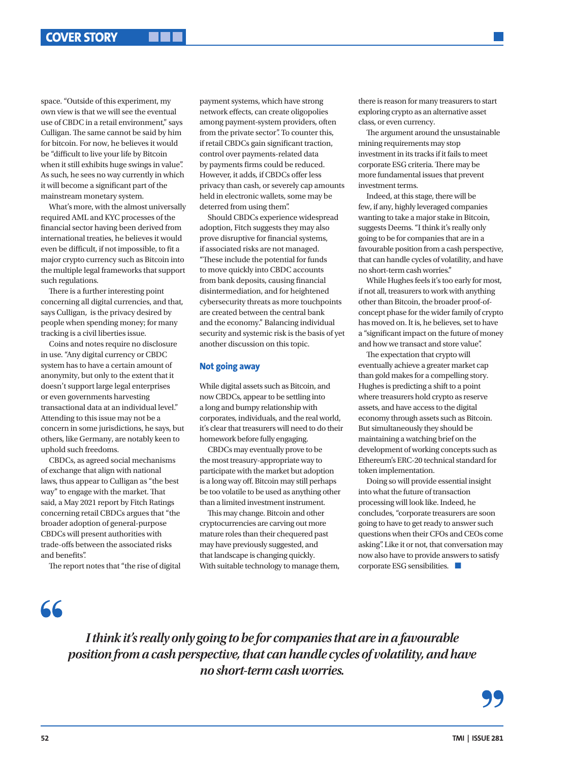space. "Outside of this experiment, my own view is that we will see the eventual use of CBDC in a retail environment," says Culligan. The same cannot be said by him for bitcoin. For now, he believes it would be "difficult to live your life by Bitcoin when it still exhibits huge swings in value". As such, he sees no way currently in which it will become a significant part of the mainstream monetary system.

What's more, with the almost universally required AML and KYC processes of the financial sector having been derived from international treaties, he believes it would even be difficult, if not impossible, to fit a major crypto currency such as Bitcoin into the multiple legal frameworks that support such regulations.

There is a further interesting point concerning all digital currencies, and that, says Culligan, is the privacy desired by people when spending money; for many tracking is a civil liberties issue.

Coins and notes require no disclosure in use. "Any digital currency or CBDC system has to have a certain amount of anonymity, but only to the extent that it doesn't support large legal enterprises or even governments harvesting transactional data at an individual level." Attending to this issue may not be a concern in some jurisdictions, he says, but others, like Germany, are notably keen to uphold such freedoms.

CBDCs, as agreed social mechanisms of exchange that align with national laws, thus appear to Culligan as "the best way" to engage with the market. That said, a May 2021 report by Fitch Ratings concerning retail CBDCs argues that "the broader adoption of general-purpose CBDCs will present authorities with trade-offs between the associated risks and benefits".

The report notes that "the rise of digital payment systems, which have strong network effects, can create oligopolies among payment-system providers, often from the private sector". To counter this, if retail CBDCs gain significant traction, control over payments-related data by payments firms could be reduced. However, it adds, if CBDCs offer less privacy than cash, or severely cap amounts held in electronic wallets, some may be deterred from using them".

Should CBDCs experience widespread adoption, Fitch suggests they may also prove disruptive for financial systems, if associated risks are not managed. "These include the potential for funds to move quickly into CBDC accounts from bank deposits, causing financial disintermediation, and for heightened cybersecurity threats as more touchpoints are created between the central bank and the economy." Balancing individual security and systemic risk is the basis of yet another discussion on this topic.

## Not going away

While digital assets such as Bitcoin, and now CBDCs, appear to be settling into a long and bumpy relationship with corporates, individuals, and the real world, it's clear that treasurers will need to do their homework before fully engaging.

CBDCs may eventually prove to be the most treasury-appropriate way to participate with the market but adoption is a long way off. Bitcoin may still perhaps be too volatile to be used as anything other than a limited investment instrument.

This may change. Bitcoin and other cryptocurrencies are carving out more mature roles than their chequered past may have previously suggested, and that landscape is changing quickly. With suitable technology to manage them, there is reason for many treasurers to start exploring crypto as an alternative asset class, or even currency.

The argument around the unsustainable mining requirements may stop investment in its tracks if it fails to meet corporate ESG criteria. There may be more fundamental issues that prevent investment terms.

Indeed, at this stage, there will be few, if any, highly leveraged companies wanting to take a major stake in Bitcoin, suggests Deems. "I think it's really only going to be for companies that are in a favourable position from a cash perspective, that can handle cycles of volatility, and have no short-term cash worries."

While Hughes feels it's too early for most, if not all, treasurers to work with anything other than Bitcoin, the broader proof-of-concept phase for the wider family of crypto has moved on. It is, he believes, set to have a "significant impact on the future of money and how we transact and store value".

The expectation that crypto will eventually achieve a greater market cap than gold makes for a compelling story. Hughes is predicting a shift to a point where treasurers hold crypto as reserve assets, and have access to the digital economy through assets such as Bitcoin. But simultaneously they should be maintaining a watching brief on the development of working concepts such as Ethereum's ERC-20 technical standard for token implementation.

Doing so will provide essential insight into what the future of transaction processing will look like. Indeed, he concludes, "corporate treasurers are soon going to have to get ready to answer such questions when their CFOs and CEOs come asking". Like it or not, that conversation may now also have to provide answers to satisfy corporate ESG sensibilities. ■

> *I think it's really only going to be for companies that are in a favourable position from a cash perspective, that can handle cycles of volatility, and have no short-term cash worries.*